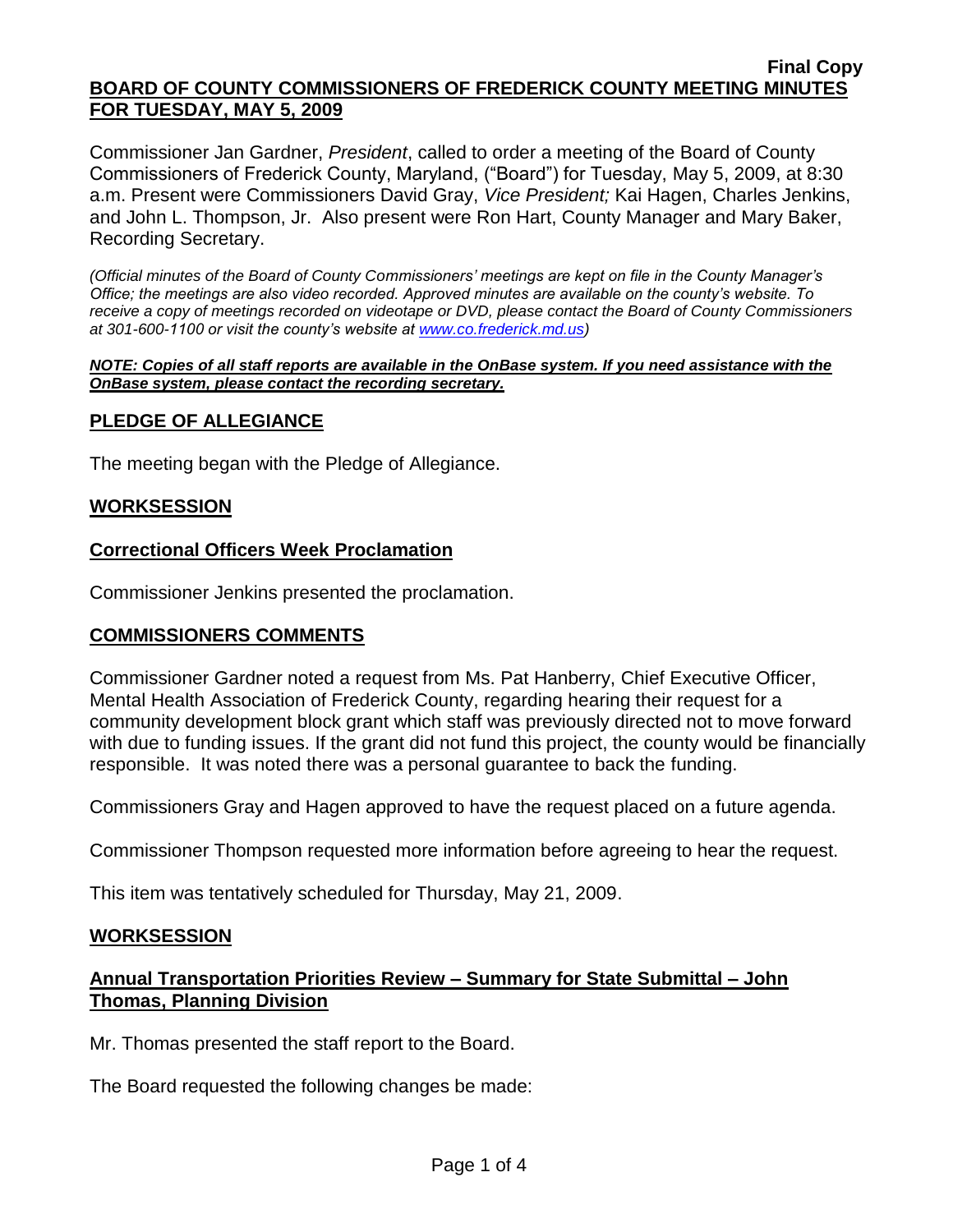**Final Copy**

**BOARD OF COUNTY COMMISSIONERS OF FREDERICK COUNTY MEETING MINUTES FOR TUESDAY, MAY 5, 2009**

Commissioner Jan Gardner, *President*, called to order a meeting of the Board of County Commissioners of Frederick County, Maryland, ("Board") for Tuesday, May 5, 2009, at 8:30 a.m. Present were Commissioners David Gray, *Vice President;* Kai Hagen, Charles Jenkins, and John L. Thompson, Jr. Also present were Ron Hart, County Manager and Mary Baker, Recording Secretary.

*(Official minutes of the Board of County Commissioners' meetings are kept on file in the County Manager's Office; the meetings are also video recorded. Approved minutes are available on the county's website. To receive a copy of meetings recorded on videotape or DVD, please contact the Board of County Commissioners at 301-600-1100 or visit the county's website at [www.co.frederick.md.us](http://www.co.frederick.md.us))*

***NOTE: Copies of all staff reports are available in the OnBase system. If you need assistance with the OnBase system, please contact the recording secretary.***

## PLEDGE OF ALLEGIANCE

The meeting began with the Pledge of Allegiance.

## WORKSESSION

### Correctional Officers Week Proclamation

Commissioner Jenkins presented the proclamation.

## COMMISSIONERS COMMENTS

Commissioner Gardner noted a request from Ms. Pat Hanberry, Chief Executive Officer, Mental Health Association of Frederick County, regarding hearing their request for a community development block grant which staff was previously directed not to move forward with due to funding issues. If the grant did not fund this project, the county would be financially responsible. It was noted there was a personal guarantee to back the funding.

Commissioners Gray and Hagen approved to have the request placed on a future agenda.

Commissioner Thompson requested more information before agreeing to hear the request.

This item was tentatively scheduled for Thursday, May 21, 2009.

## WORKSESSION

### Annual Transportation Priorities Review – Summary for State Submittal – John Thomas, Planning Division

Mr. Thomas presented the staff report to the Board.

The Board requested the following changes be made: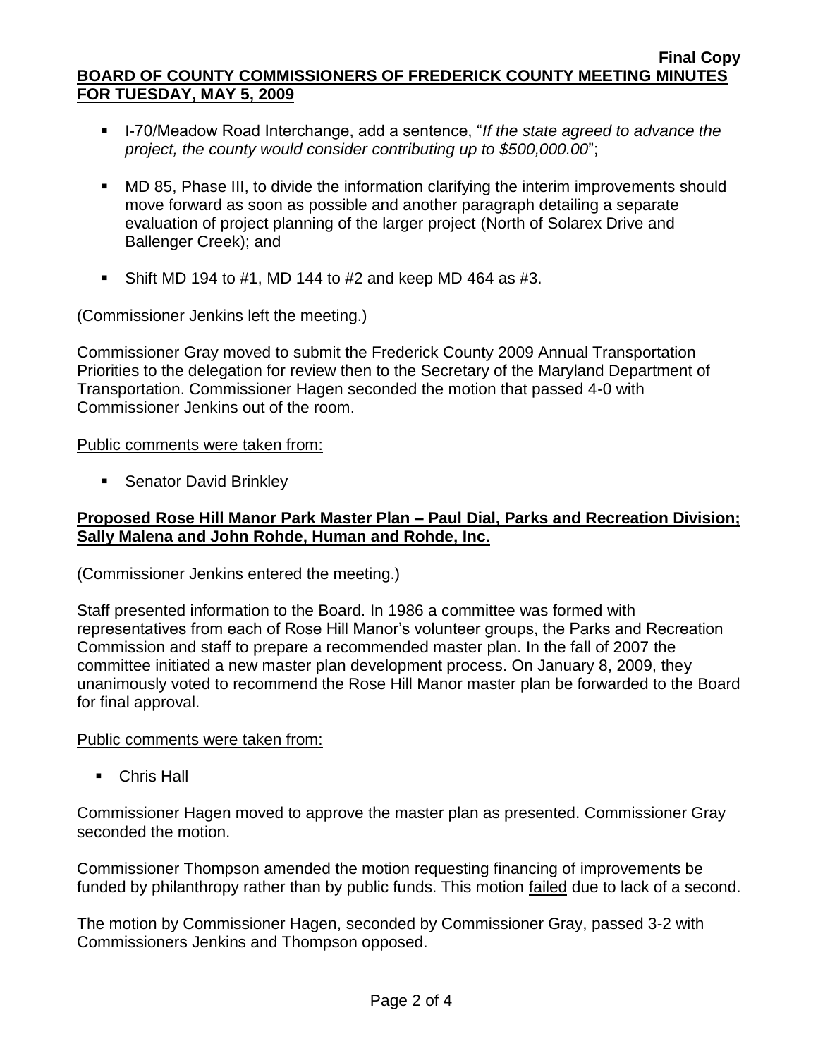- I-70/Meadow Road Interchange, add a sentence, "*If the state agreed to advance the project, the county would consider contributing up to $500,000.00*";

- MD 85, Phase III, to divide the information clarifying the interim improvements should move forward as soon as possible and another paragraph detailing a separate evaluation of project planning of the larger project (North of Solarex Drive and Ballenger Creek); and

- Shift MD 194 to #1, MD 144 to #2 and keep MD 464 as #3.

(Commissioner Jenkins left the meeting.)

Commissioner Gray moved to submit the Frederick County 2009 Annual Transportation Priorities to the delegation for review then to the Secretary of the Maryland Department of Transportation. Commissioner Hagen seconded the motion that passed 4-0 with Commissioner Jenkins out of the room.

Public comments were taken from:

- Senator David Brinkley

**Proposed Rose Hill Manor Park Master Plan – Paul Dial, Parks and Recreation Division; Sally Malena and John Rohde, Human and Rohde, Inc.**

(Commissioner Jenkins entered the meeting.)

Staff presented information to the Board. In 1986 a committee was formed with representatives from each of Rose Hill Manor's volunteer groups, the Parks and Recreation Commission and staff to prepare a recommended master plan. In the fall of 2007 the committee initiated a new master plan development process. On January 8, 2009, they unanimously voted to recommend the Rose Hill Manor master plan be forwarded to the Board for final approval.

Public comments were taken from:

- Chris Hall

Commissioner Hagen moved to approve the master plan as presented. Commissioner Gray seconded the motion.

Commissioner Thompson amended the motion requesting financing of improvements be funded by philanthropy rather than by public funds. This motion failed due to lack of a second.

The motion by Commissioner Hagen, seconded by Commissioner Gray, passed 3-2 with Commissioners Jenkins and Thompson opposed.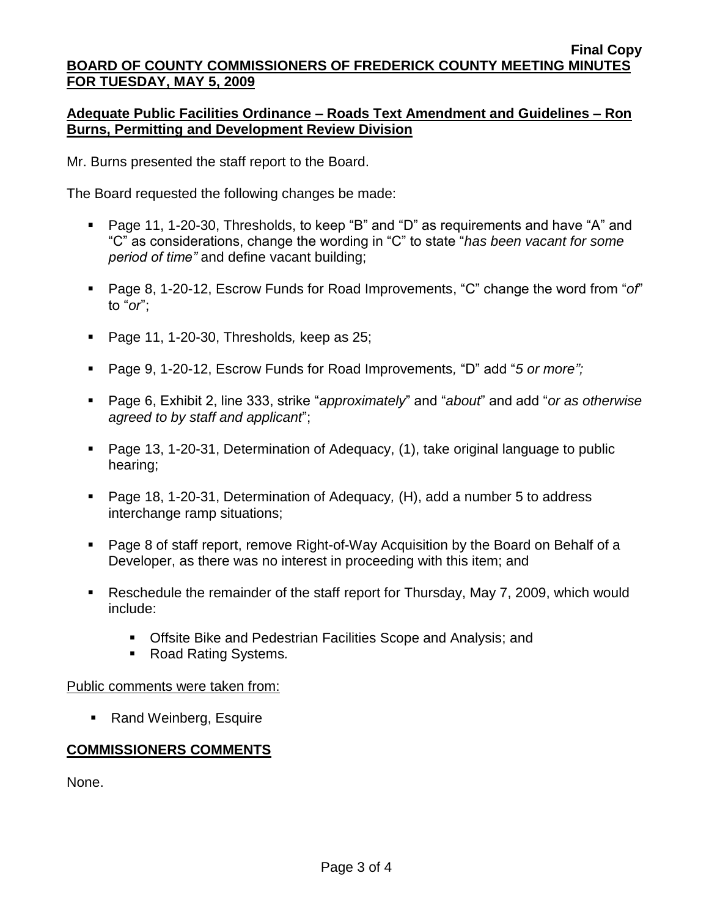## Adequate Public Facilities Ordinance – Roads Text Amendment and Guidelines – Ron Burns, Permitting and Development Review Division

Mr. Burns presented the staff report to the Board.

The Board requested the following changes be made:

- Page 11, 1-20-30, Thresholds, to keep "B" and "D" as requirements and have "A" and "C" as considerations, change the wording in "C" to state "*has been vacant for some period of time"* and define vacant building;
- Page 8, 1-20-12, Escrow Funds for Road Improvements, "C" change the word from "*of*" to "*or*";
- Page 11, 1-20-30, Thresholds*,* keep as 25;
- Page 9, 1-20-12, Escrow Funds for Road Improvements*,* "D" add "*5 or more";*
- Page 6, Exhibit 2, line 333, strike "*approximately*" and "*about*" and add "*or as otherwise agreed to by staff and applicant*";
- Page 13, 1-20-31, Determination of Adequacy, (1), take original language to public hearing;
- Page 18, 1-20-31, Determination of Adequacy*,* (H), add a number 5 to address interchange ramp situations;
- Page 8 of staff report, remove Right-of-Way Acquisition by the Board on Behalf of a Developer, as there was no interest in proceeding with this item; and
- Reschedule the remainder of the staff report for Thursday, May 7, 2009, which would include:
  - Offsite Bike and Pedestrian Facilities Scope and Analysis; and
  - Road Rating Systems*.*

Public comments were taken from:

- Rand Weinberg, Esquire

## COMMISSIONERS COMMENTS

None.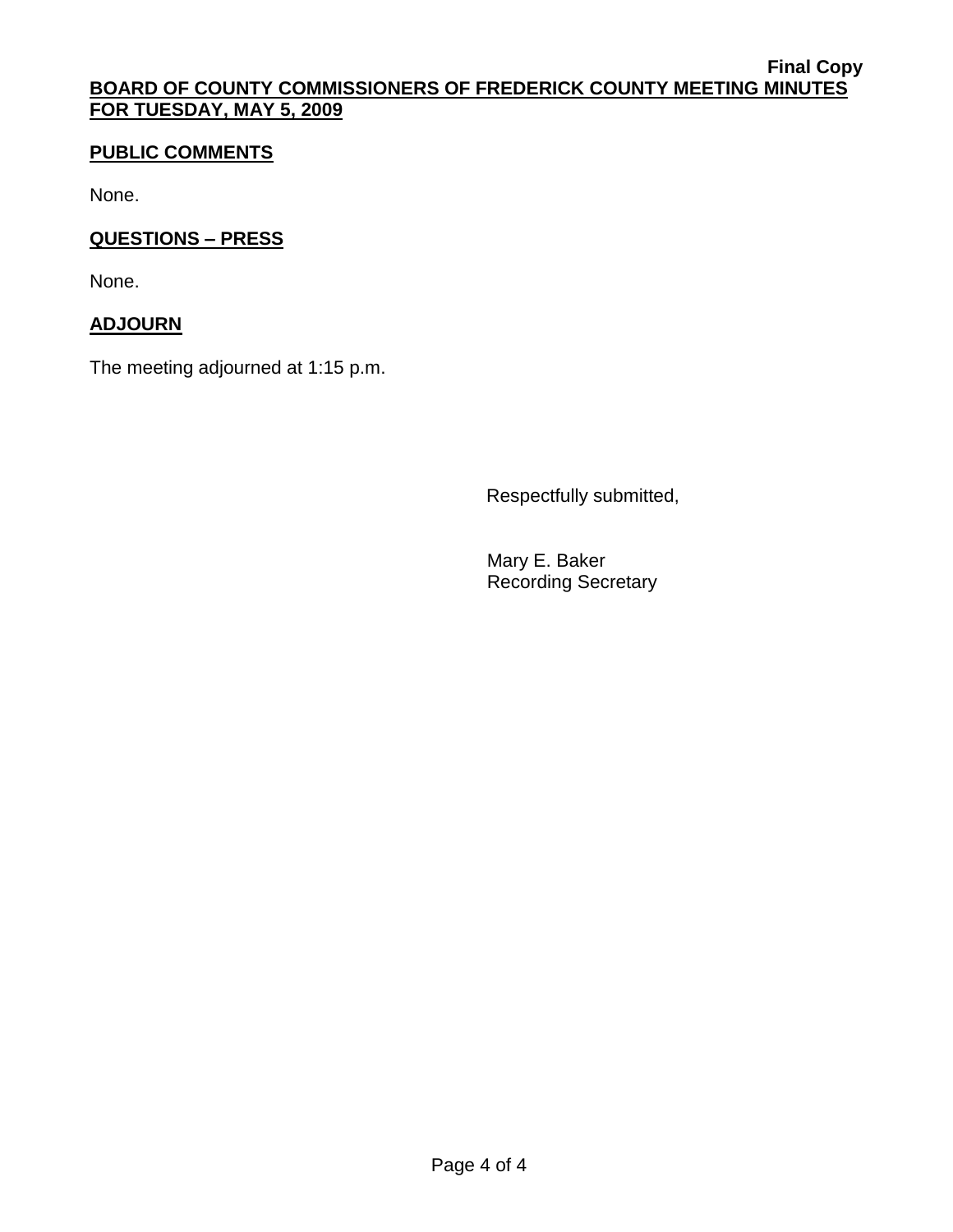## PUBLIC COMMENTS

None.

## QUESTIONS – PRESS

None.

## ADJOURN

The meeting adjourned at 1:15 p.m.

Respectfully submitted,

Mary E. Baker
Recording Secretary